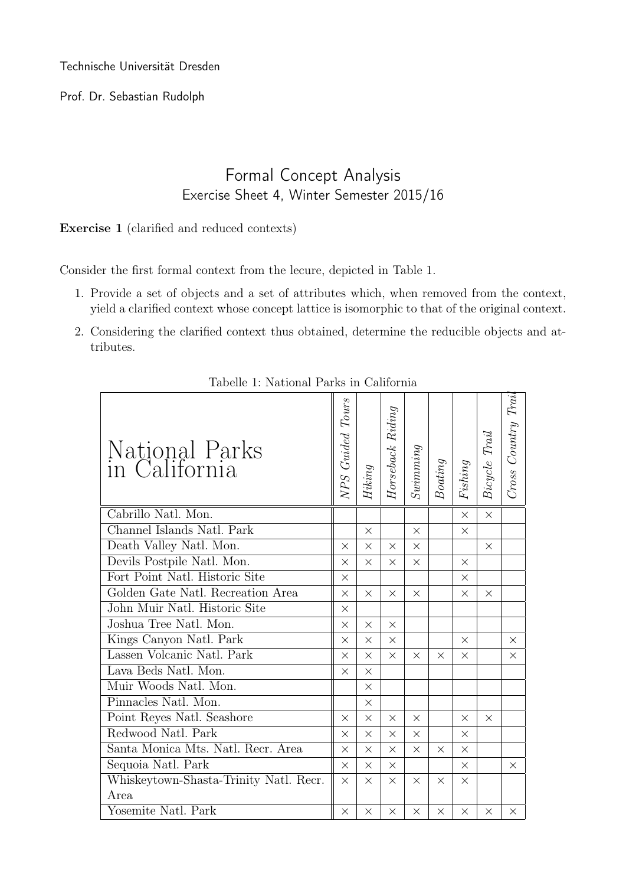Technische Universität Dresden

Prof. Dr. Sebastian Rudolph

# Formal Concept Analysis

Exercise Sheet 4, Winter Semester 2015/16

**Exercise 1** (clarified and reduced contexts)

Consider the first formal context from the lecure, depicted in Table 1.

1. Provide a set of objects and a set of attributes which, when removed from the context, yield a clarified context whose concept lattice is isomorphic to that of the original context.
2. Considering the clarified context thus obtained, determine the reducible objects and attributes.

Tabelle 1: National Parks in California

| National Parks in California | *NPS Guided Tours* | *Hiking* | *Horseback Riding* | *Swimming* | *Boating* | *Fishing* | *Bicycle Trail* | *Cross Country Trail* |
|---|---|---|---|---|---|---|---|---|
| Cabrillo Natl. Mon. | | | | | | × | × | |
| Channel Islands Natl. Park | | × | | × | | × | | |
| Death Valley Natl. Mon. | × | × | × | × | | | × | |
| Devils Postpile Natl. Mon. | × | × | × | × | | × | | |
| Fort Point Natl. Historic Site | × | | | | | × | | |
| Golden Gate Natl. Recreation Area | × | × | × | × | | × | × | |
| John Muir Natl. Historic Site | × | | | | | | | |
| Joshua Tree Natl. Mon. | × | × | × | | | | | |
| Kings Canyon Natl. Park | × | × | × | | | × | | × |
| Lassen Volcanic Natl. Park | × | × | × | × | × | × | | × |
| Lava Beds Natl. Mon. | × | × | | | | | | |
| Muir Woods Natl. Mon. | | × | | | | | | |
| Pinnacles Natl. Mon. | | × | | | | | | |
| Point Reyes Natl. Seashore | × | × | × | × | | × | × | |
| Redwood Natl. Park | × | × | × | × | | × | | |
| Santa Monica Mts. Natl. Recr. Area | × | × | × | × | × | × | | |
| Sequoia Natl. Park | × | × | × | | | × | | × |
| Whiskeytown-Shasta-Trinity Natl. Recr. Area | × | × | × | × | × | × | | |
| Yosemite Natl. Park | × | × | × | × | × | × | × | × |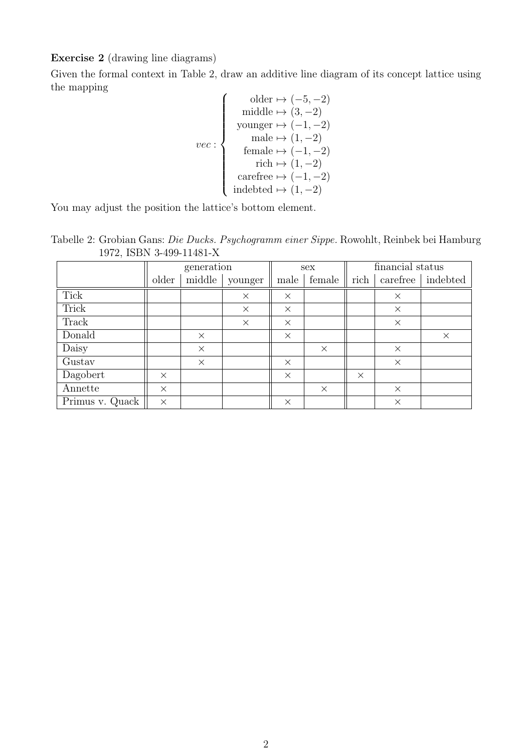**Exercise 2** (drawing line diagrams)

Given the formal context in Table 2, draw an additive line diagram of its concept lattice using the mapping

$$vec : \begin{cases} \text{older} \mapsto (-5, -2) \\ \text{middle} \mapsto (3, -2) \\ \text{younger} \mapsto (-1, -2) \\ \text{male} \mapsto (1, -2) \\ \text{female} \mapsto (-1, -2) \\ \text{rich} \mapsto (1, -2) \\ \text{carefree} \mapsto (-1, -2) \\ \text{indebted} \mapsto (1, -2) \end{cases}$$

You may adjust the position the lattice's bottom element.

Tabelle 2: Grobian Gans: *Die Ducks. Psychogramm einer Sippe.* Rowohlt, Reinbek bei Hamburg 1972, ISBN 3-499-11481-X

| | generation | | | sex | | financial status | | |
|---|---|---|---|---|---|---|---|---|
| | older | middle | younger | male | female | rich | carefree | indebted |
| Tick | | | × | × | | | × | |
| Trick | | | × | × | | | × | |
| Track | | | × | × | | | × | |
| Donald | | × | | × | | | | × |
| Daisy | | × | | | × | | × | |
| Gustav | | × | | × | | | × | |
| Dagobert | × | | | × | | × | | |
| Annette | × | | | | × | | × | |
| Primus v. Quack | × | | | × | | | × | |